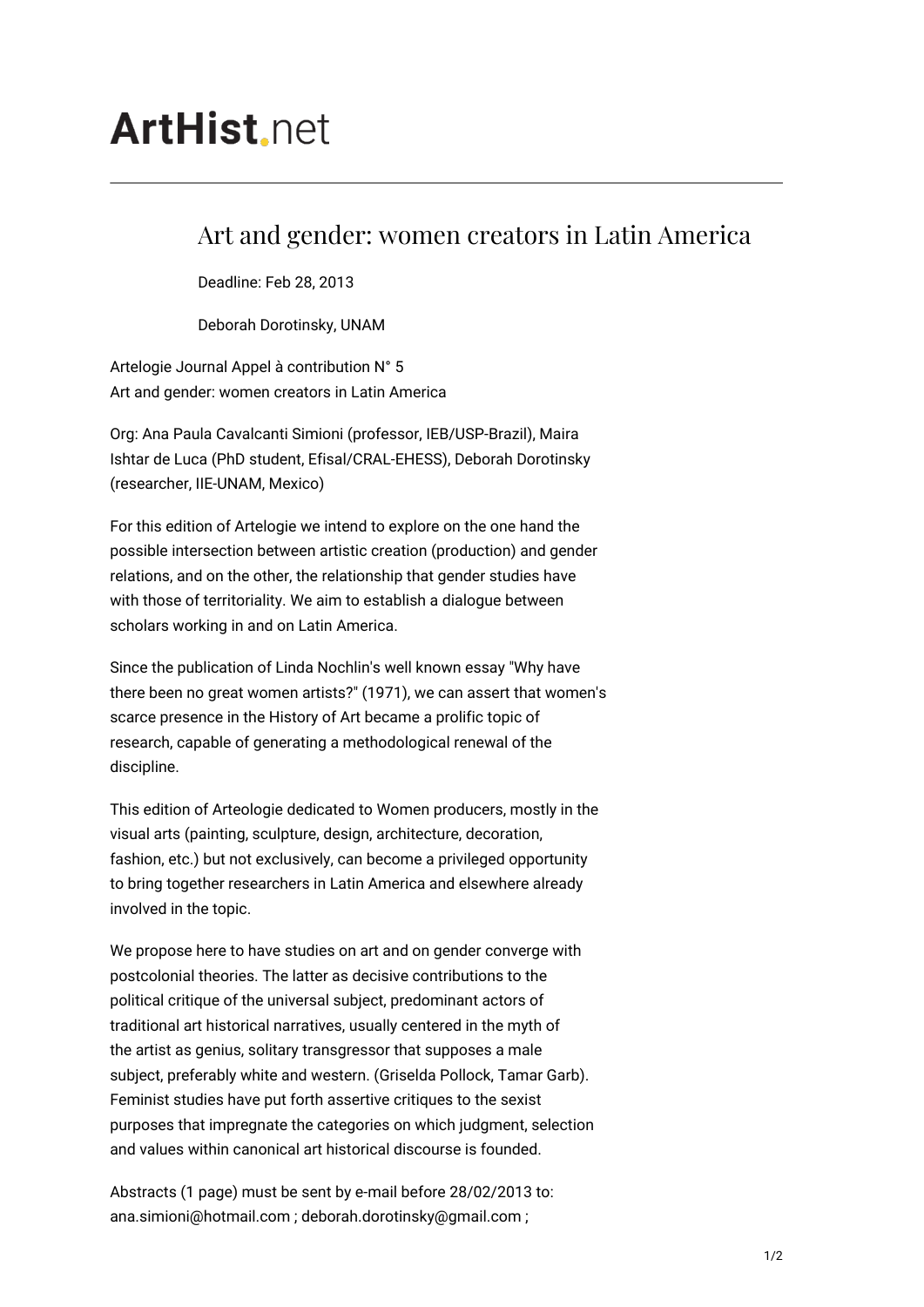# ArtHist.net

## Art and gender: women creators in Latin America

Deadline: Feb 28, 2013

Deborah Dorotinsky, UNAM

Artelogie Journal Appel à contribution N° 5
Art and gender: women creators in Latin America

Org: Ana Paula Cavalcanti Simioni (professor, IEB/USP-Brazil), Maira Ishtar de Luca (PhD student, Efisal/CRAL-EHESS), Deborah Dorotinsky (researcher, IIE-UNAM, Mexico)

For this edition of Artelogie we intend to explore on the one hand the possible intersection between artistic creation (production) and gender relations, and on the other, the relationship that gender studies have with those of territoriality. We aim to establish a dialogue between scholars working in and on Latin America.

Since the publication of Linda Nochlin's well known essay "Why have there been no great women artists?" (1971), we can assert that women's scarce presence in the History of Art became a prolific topic of research, capable of generating a methodological renewal of the discipline.

This edition of Arteologie dedicated to Women producers, mostly in the visual arts (painting, sculpture, design, architecture, decoration, fashion, etc.) but not exclusively, can become a privileged opportunity to bring together researchers in Latin America and elsewhere already involved in the topic.

We propose here to have studies on art and on gender converge with postcolonial theories. The latter as decisive contributions to the political critique of the universal subject, predominant actors of traditional art historical narratives, usually centered in the myth of the artist as genius, solitary transgressor that supposes a male subject, preferably white and western. (Griselda Pollock, Tamar Garb). Feminist studies have put forth assertive critiques to the sexist purposes that impregnate the categories on which judgment, selection and values within canonical art historical discourse is founded.

Abstracts (1 page) must be sent by e-mail before 28/02/2013 to: ana.simioni@hotmail.com ; deborah.dorotinsky@gmail.com ;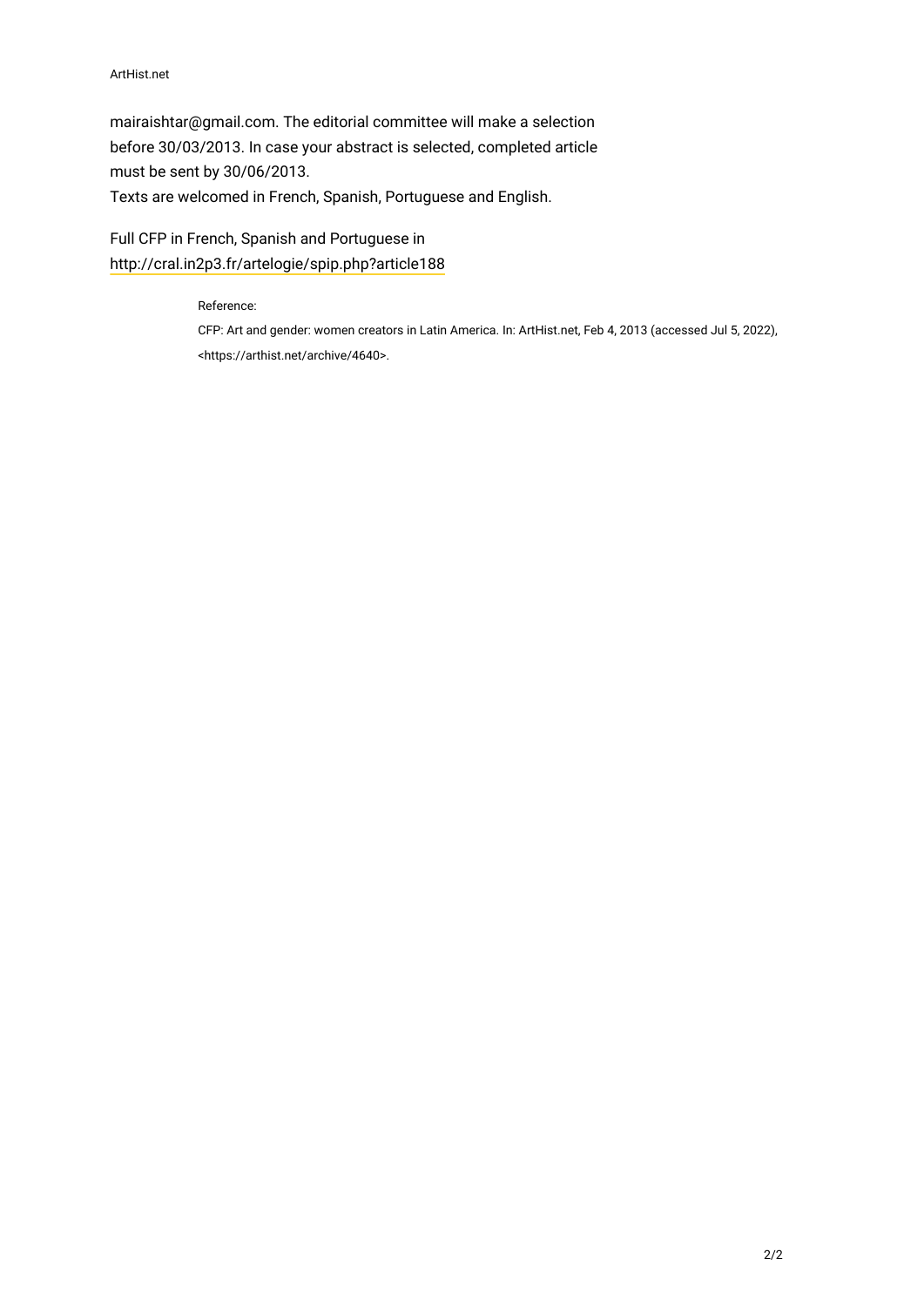mairaishtar@gmail.com. The editorial committee will make a selection before 30/03/2013. In case your abstract is selected, completed article must be sent by 30/06/2013.
Texts are welcomed in French, Spanish, Portuguese and English.

Full CFP in French, Spanish and Portuguese in http://cral.in2p3.fr/artelogie/spip.php?article188

Reference:

CFP: Art and gender: women creators in Latin America. In: ArtHist.net, Feb 4, 2013 (accessed Jul 5, 2022), <https://arthist.net/archive/4640>.